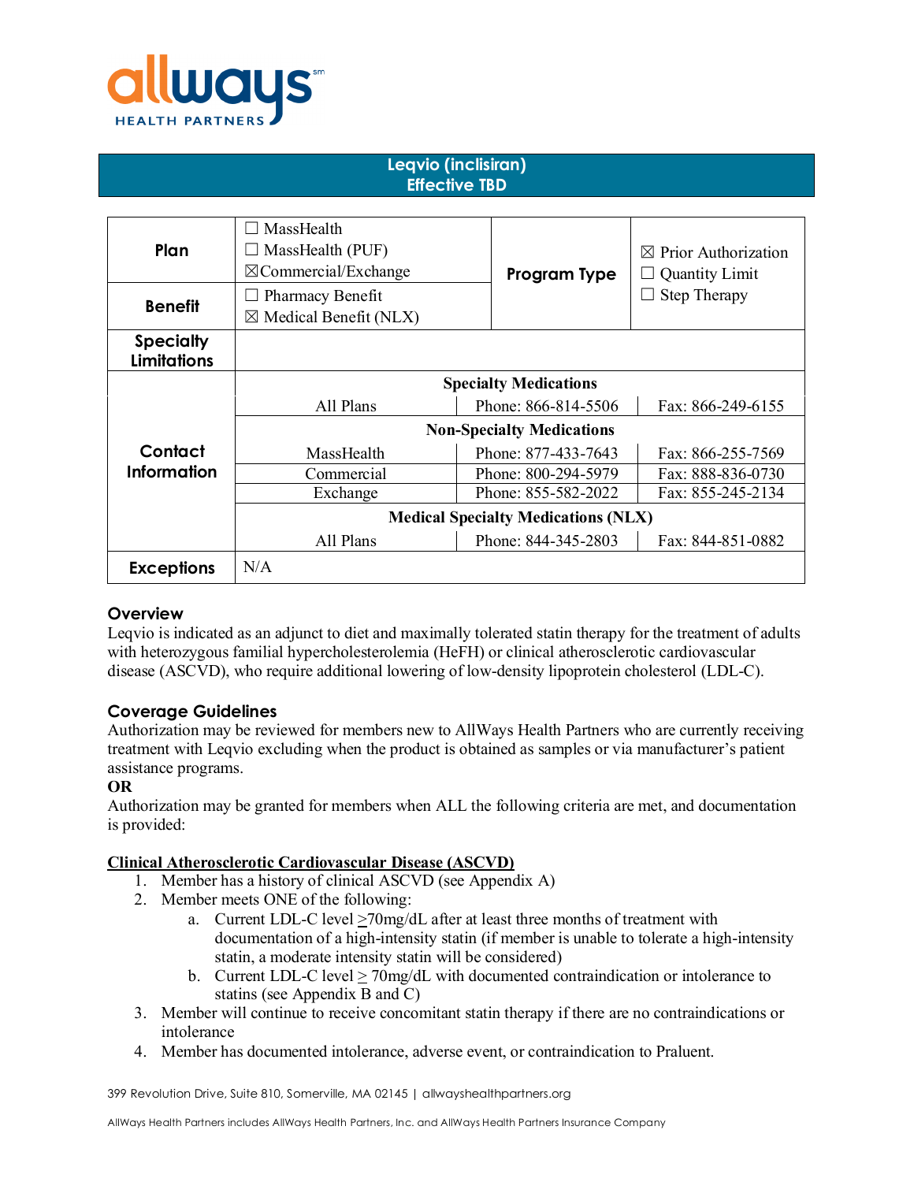# Leqvio (inclisiran)
## Effective TBD

| | | | |
|---|---|---|---|
| **Plan** | ☐ MassHealth<br>☐ MassHealth (PUF)<br>☒Commercial/Exchange | **Program Type** | ☒ Prior Authorization<br>☐ Quantity Limit<br>☐ Step Therapy |
| **Benefit** | ☐ Pharmacy Benefit<br>☒ Medical Benefit (NLX) | | |
| **Specialty Limitations** | | | |
| **Contact Information** | **Specialty Medications** | | |
| | All Plans | Phone: 866-814-5506 | Fax: 866-249-6155 |
| | **Non-Specialty Medications** | | |
| | MassHealth | Phone: 877-433-7643 | Fax: 866-255-7569 |
| | Commercial | Phone: 800-294-5979 | Fax: 888-836-0730 |
| | Exchange | Phone: 855-582-2022 | Fax: 855-245-2134 |
| | **Medical Specialty Medications (NLX)** | | |
| | All Plans | Phone: 844-345-2803 | Fax: 844-851-0882 |
| **Exceptions** | N/A | | |

### Overview

Leqvio is indicated as an adjunct to diet and maximally tolerated statin therapy for the treatment of adults with heterozygous familial hypercholesterolemia (HeFH) or clinical atherosclerotic cardiovascular disease (ASCVD), who require additional lowering of low-density lipoprotein cholesterol (LDL-C).

### Coverage Guidelines

Authorization may be reviewed for members new to AllWays Health Partners who are currently receiving treatment with Leqvio excluding when the product is obtained as samples or via manufacturer's patient assistance programs.

**OR**

Authorization may be granted for members when ALL the following criteria are met, and documentation is provided:

**<u>Clinical Atherosclerotic Cardiovascular Disease (ASCVD)</u>**

1. Member has a history of clinical ASCVD (see Appendix A)
2. Member meets ONE of the following:
   a. Current LDL-C level ≥70mg/dL after at least three months of treatment with documentation of a high-intensity statin (if member is unable to tolerate a high-intensity statin, a moderate intensity statin will be considered)
   b. Current LDL-C level ≥ 70mg/dL with documented contraindication or intolerance to statins (see Appendix B and C)
3. Member will continue to receive concomitant statin therapy if there are no contraindications or intolerance
4. Member has documented intolerance, adverse event, or contraindication to Praluent.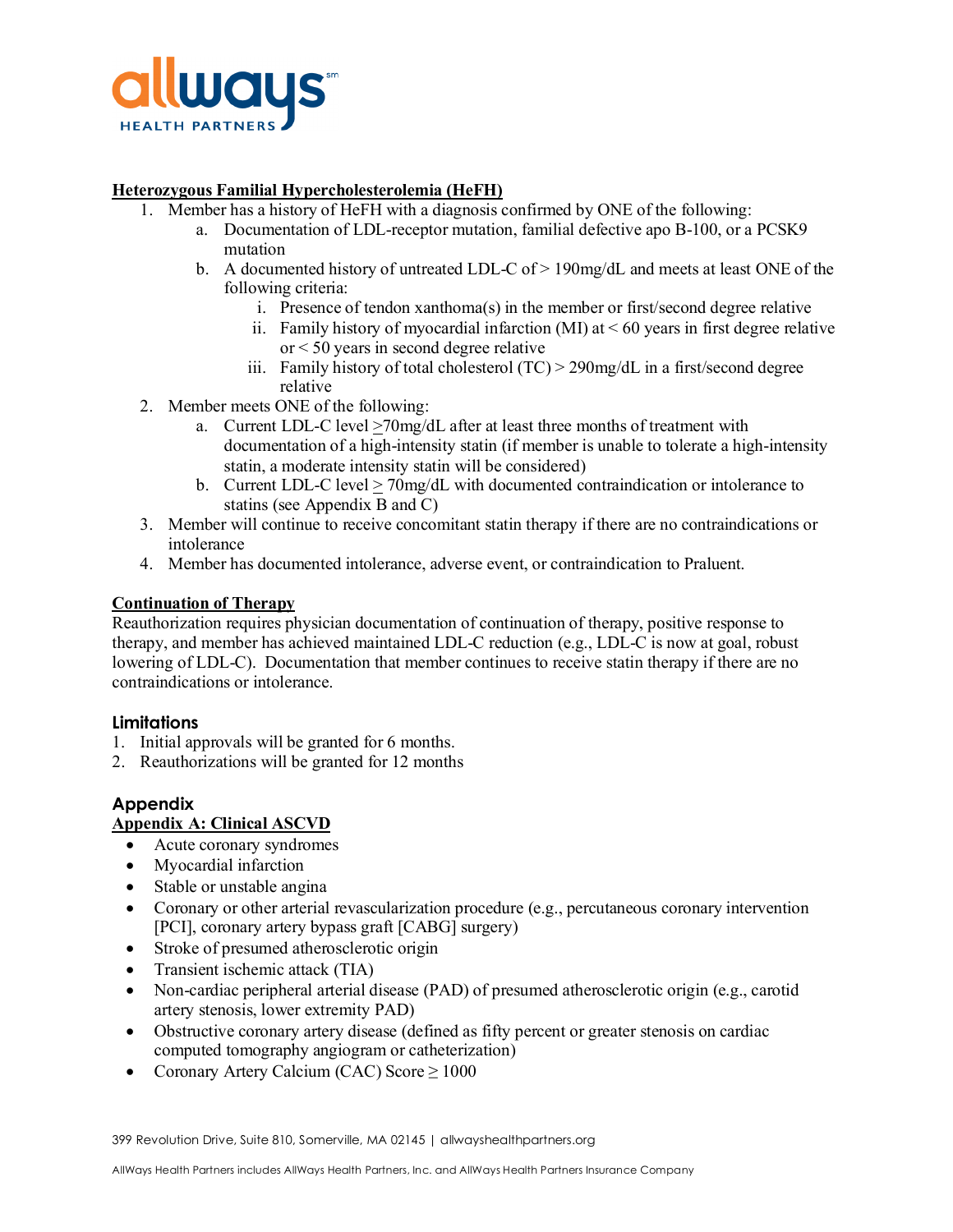**Heterozygous Familial Hypercholesterolemia (HeFH)**

1. Member has a history of HeFH with a diagnosis confirmed by ONE of the following:
   a. Documentation of LDL-receptor mutation, familial defective apo B-100, or a PCSK9 mutation
   b. A documented history of untreated LDL-C of > 190mg/dL and meets at least ONE of the following criteria:
      i. Presence of tendon xanthoma(s) in the member or first/second degree relative
      ii. Family history of myocardial infarction (MI) at < 60 years in first degree relative or < 50 years in second degree relative
      iii. Family history of total cholesterol (TC) > 290mg/dL in a first/second degree relative
2. Member meets ONE of the following:
   a. Current LDL-C level ≥70mg/dL after at least three months of treatment with documentation of a high-intensity statin (if member is unable to tolerate a high-intensity statin, a moderate intensity statin will be considered)
   b. Current LDL-C level ≥ 70mg/dL with documented contraindication or intolerance to statins (see Appendix B and C)
3. Member will continue to receive concomitant statin therapy if there are no contraindications or intolerance
4. Member has documented intolerance, adverse event, or contraindication to Praluent.

**Continuation of Therapy**

Reauthorization requires physician documentation of continuation of therapy, positive response to therapy, and member has achieved maintained LDL-C reduction (e.g., LDL-C is now at goal, robust lowering of LDL-C). Documentation that member continues to receive statin therapy if there are no contraindications or intolerance.

## Limitations

1. Initial approvals will be granted for 6 months.
2. Reauthorizations will be granted for 12 months

## Appendix

**Appendix A: Clinical ASCVD**

- Acute coronary syndromes
- Myocardial infarction
- Stable or unstable angina
- Coronary or other arterial revascularization procedure (e.g., percutaneous coronary intervention [PCI], coronary artery bypass graft [CABG] surgery)
- Stroke of presumed atherosclerotic origin
- Transient ischemic attack (TIA)
- Non-cardiac peripheral arterial disease (PAD) of presumed atherosclerotic origin (e.g., carotid artery stenosis, lower extremity PAD)
- Obstructive coronary artery disease (defined as fifty percent or greater stenosis on cardiac computed tomography angiogram or catheterization)
- Coronary Artery Calcium (CAC) Score ≥ 1000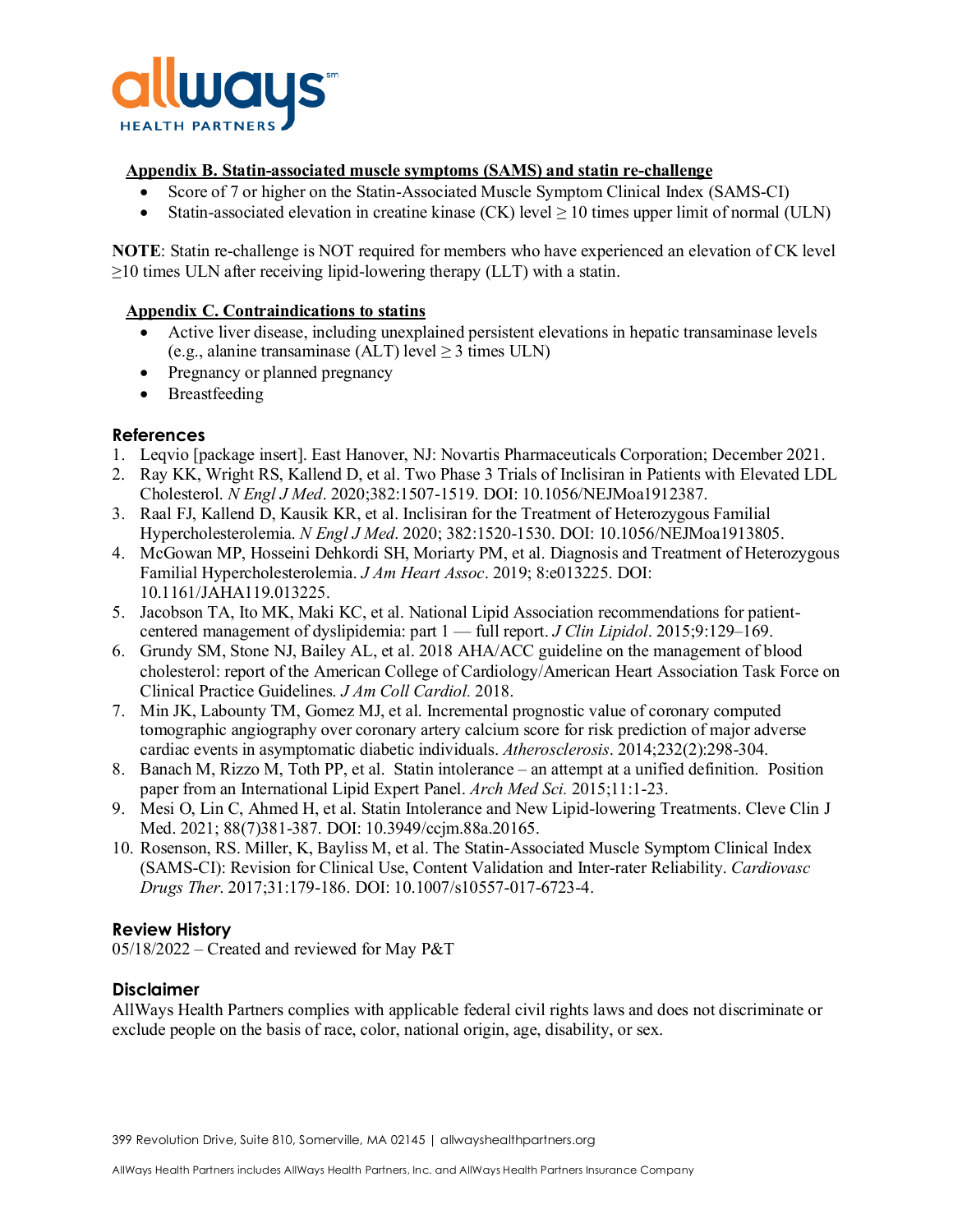**Appendix B. Statin-associated muscle symptoms (SAMS) and statin re-challenge**

- Score of 7 or higher on the Statin-Associated Muscle Symptom Clinical Index (SAMS-CI)
- Statin-associated elevation in creatine kinase (CK) level ≥ 10 times upper limit of normal (ULN)

**NOTE**: Statin re-challenge is NOT required for members who have experienced an elevation of CK level ≥10 times ULN after receiving lipid-lowering therapy (LLT) with a statin.

**Appendix C. Contraindications to statins**

- Active liver disease, including unexplained persistent elevations in hepatic transaminase levels (e.g., alanine transaminase (ALT) level ≥ 3 times ULN)
- Pregnancy or planned pregnancy
- Breastfeeding

## References

1. Leqvio [package insert]. East Hanover, NJ: Novartis Pharmaceuticals Corporation; December 2021.
2. Ray KK, Wright RS, Kallend D, et al. Two Phase 3 Trials of Inclisiran in Patients with Elevated LDL Cholesterol. *N Engl J Med*. 2020;382:1507-1519. DOI: 10.1056/NEJMoa1912387.
3. Raal FJ, Kallend D, Kausik KR, et al. Inclisiran for the Treatment of Heterozygous Familial Hypercholesterolemia. *N Engl J Med*. 2020; 382:1520-1530. DOI: 10.1056/NEJMoa1913805.
4. McGowan MP, Hosseini Dehkordi SH, Moriarty PM, et al. Diagnosis and Treatment of Heterozygous Familial Hypercholesterolemia. *J Am Heart Assoc*. 2019; 8:e013225. DOI: 10.1161/JAHA119.013225.
5. Jacobson TA, Ito MK, Maki KC, et al. National Lipid Association recommendations for patient-centered management of dyslipidemia: part 1 — full report. *J Clin Lipidol*. 2015;9:129–169.
6. Grundy SM, Stone NJ, Bailey AL, et al. 2018 AHA/ACC guideline on the management of blood cholesterol: report of the American College of Cardiology/American Heart Association Task Force on Clinical Practice Guidelines. *J Am Coll Cardiol.* 2018.
7. Min JK, Labounty TM, Gomez MJ, et al. Incremental prognostic value of coronary computed tomographic angiography over coronary artery calcium score for risk prediction of major adverse cardiac events in asymptomatic diabetic individuals. *Atherosclerosis*. 2014;232(2):298-304.
8. Banach M, Rizzo M, Toth PP, et al. Statin intolerance – an attempt at a unified definition. Position paper from an International Lipid Expert Panel. *Arch Med Sci.* 2015;11:1-23.
9. Mesi O, Lin C, Ahmed H, et al. Statin Intolerance and New Lipid-lowering Treatments. Cleve Clin J Med. 2021; 88(7)381-387. DOI: 10.3949/ccjm.88a.20165.
10. Rosenson, RS. Miller, K, Bayliss M, et al. The Statin-Associated Muscle Symptom Clinical Index (SAMS-CI): Revision for Clinical Use, Content Validation and Inter-rater Reliability. *Cardiovasc Drugs Ther*. 2017;31:179-186. DOI: 10.1007/s10557-017-6723-4.

## Review History

05/18/2022 – Created and reviewed for May P&T

## Disclaimer

AllWays Health Partners complies with applicable federal civil rights laws and does not discriminate or exclude people on the basis of race, color, national origin, age, disability, or sex.